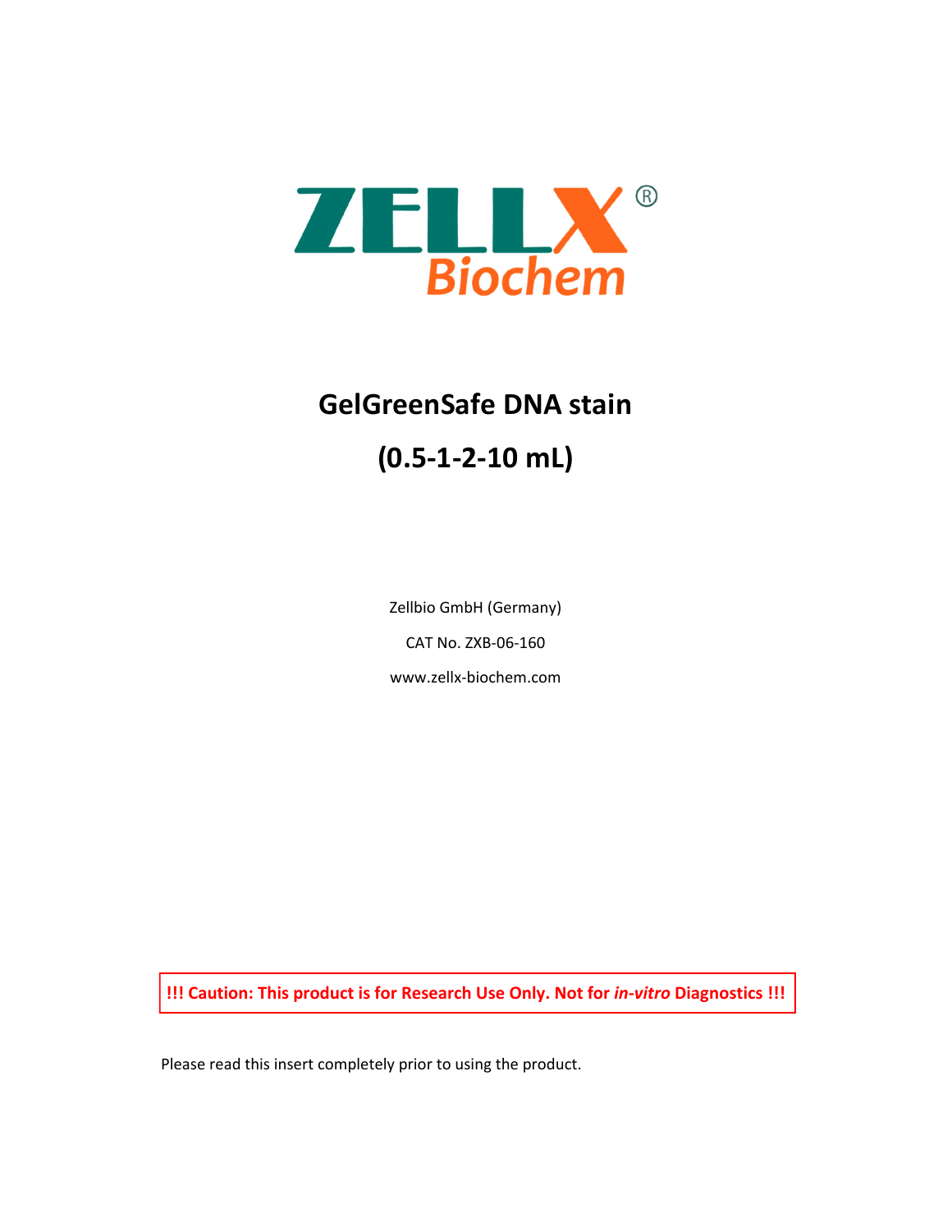ZELLX®
Biochem

# GelGreenSafe DNA stain

# (0.5-1-2-10 mL)

Zellbio GmbH (Germany)

CAT No. ZXB-06-160

www.zellx-biochem.com

**!!! Caution: This product is for Research Use Only. Not for *in-vitro* Diagnostics !!!**

Please read this insert completely prior to using the product.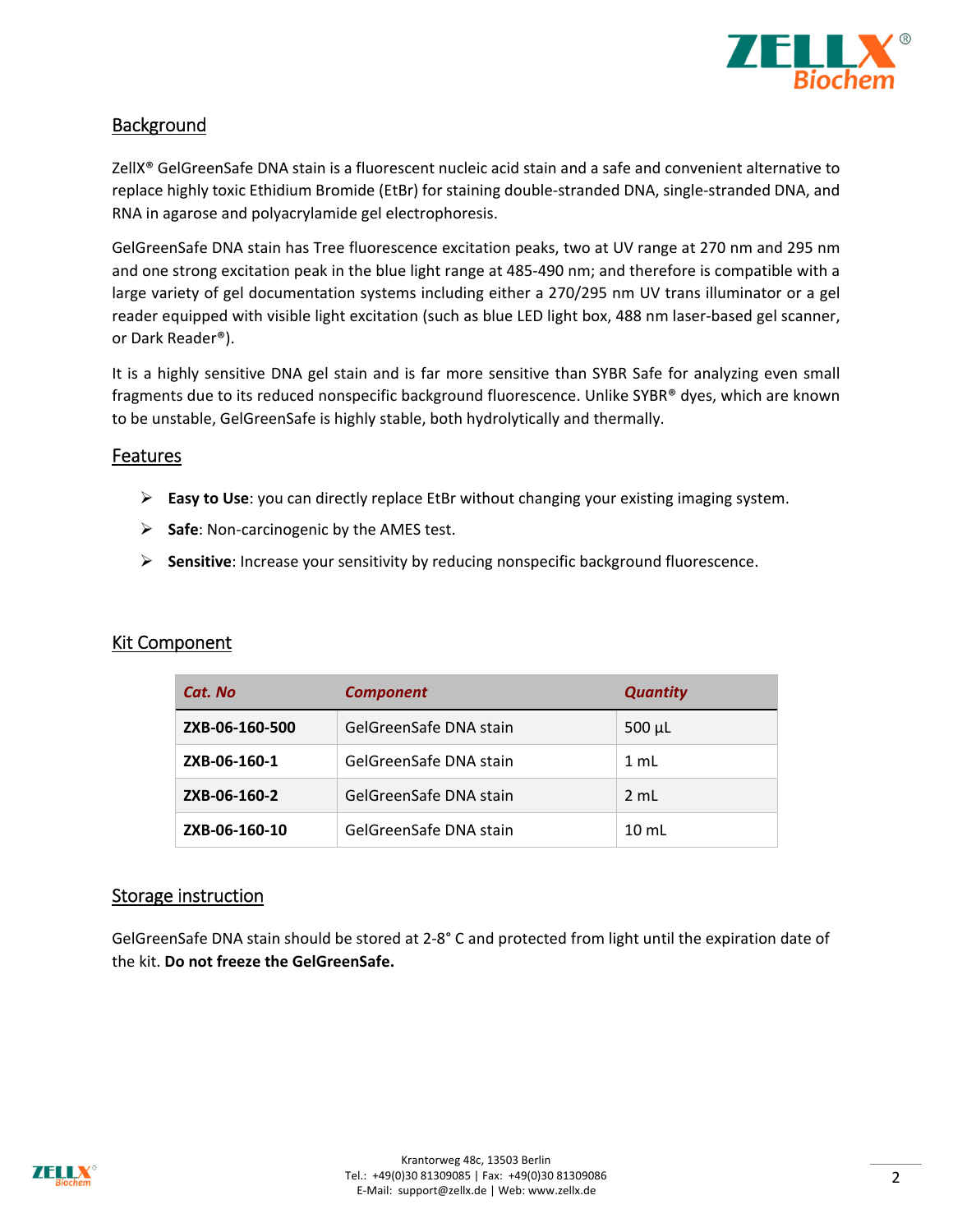## Background

ZellX® GelGreenSafe DNA stain is a fluorescent nucleic acid stain and a safe and convenient alternative to replace highly toxic Ethidium Bromide (EtBr) for staining double-stranded DNA, single-stranded DNA, and RNA in agarose and polyacrylamide gel electrophoresis.

GelGreenSafe DNA stain has Tree fluorescence excitation peaks, two at UV range at 270 nm and 295 nm and one strong excitation peak in the blue light range at 485-490 nm; and therefore is compatible with a large variety of gel documentation systems including either a 270/295 nm UV trans illuminator or a gel reader equipped with visible light excitation (such as blue LED light box, 488 nm laser-based gel scanner, or Dark Reader®).

It is a highly sensitive DNA gel stain and is far more sensitive than SYBR Safe for analyzing even small fragments due to its reduced nonspecific background fluorescence. Unlike SYBR® dyes, which are known to be unstable, GelGreenSafe is highly stable, both hydrolytically and thermally.

## Features

- **Easy to Use**: you can directly replace EtBr without changing your existing imaging system.
- **Safe**: Non-carcinogenic by the AMES test.
- **Sensitive**: Increase your sensitivity by reducing nonspecific background fluorescence.

## Kit Component

| *Cat. No* | *Component* | *Quantity* |
|---|---|---|
| **ZXB-06-160-500** | GelGreenSafe DNA stain | 500 µL |
| **ZXB-06-160-1** | GelGreenSafe DNA stain | 1 mL |
| **ZXB-06-160-2** | GelGreenSafe DNA stain | 2 mL |
| **ZXB-06-160-10** | GelGreenSafe DNA stain | 10 mL |

## Storage instruction

GelGreenSafe DNA stain should be stored at 2-8° C and protected from light until the expiration date of the kit. **Do not freeze the GelGreenSafe.**

Krantorweg 48c, 13503 Berlin
Tel.: +49(0)30 81309085 | Fax: +49(0)30 81309086
E-Mail: support@zellx.de | Web: www.zellx.de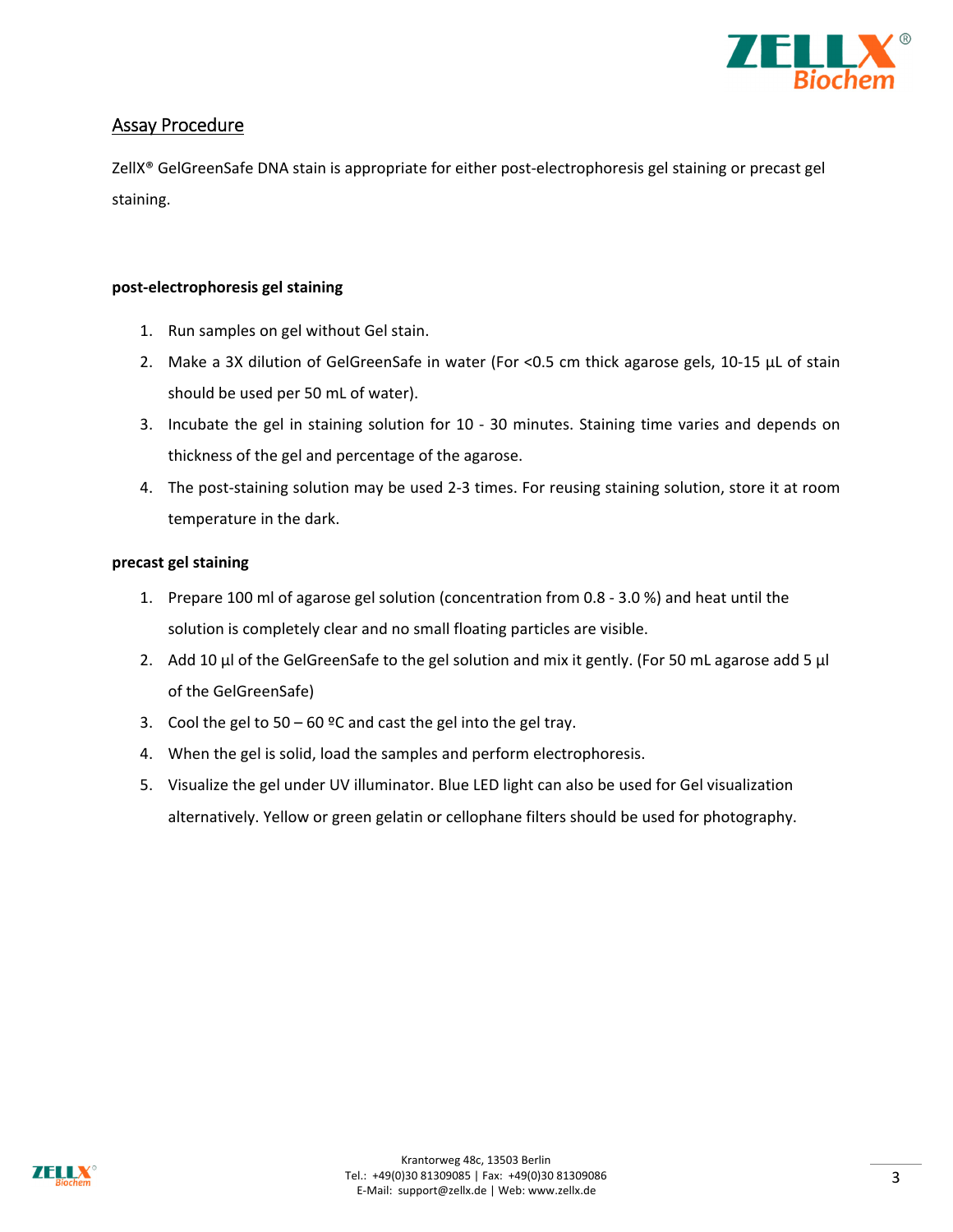## Assay Procedure

ZellX® GelGreenSafe DNA stain is appropriate for either post-electrophoresis gel staining or precast gel staining.

**post-electrophoresis gel staining**

1. Run samples on gel without Gel stain.
2. Make a 3X dilution of GelGreenSafe in water (For <0.5 cm thick agarose gels, 10-15 µL of stain should be used per 50 mL of water).
3. Incubate the gel in staining solution for 10 - 30 minutes. Staining time varies and depends on thickness of the gel and percentage of the agarose.
4. The post-staining solution may be used 2-3 times. For reusing staining solution, store it at room temperature in the dark.

**precast gel staining**

1. Prepare 100 ml of agarose gel solution (concentration from 0.8 - 3.0 %) and heat until the solution is completely clear and no small floating particles are visible.
2. Add 10 µl of the GelGreenSafe to the gel solution and mix it gently. (For 50 mL agarose add 5 µl of the GelGreenSafe)
3. Cool the gel to 50 – 60 ºC and cast the gel into the gel tray.
4. When the gel is solid, load the samples and perform electrophoresis.
5. Visualize the gel under UV illuminator. Blue LED light can also be used for Gel visualization alternatively. Yellow or green gelatin or cellophane filters should be used for photography.

Krantorweg 48c, 13503 Berlin
Tel.: +49(0)30 81309085 | Fax: +49(0)30 81309086
E-Mail: support@zellx.de | Web: www.zellx.de